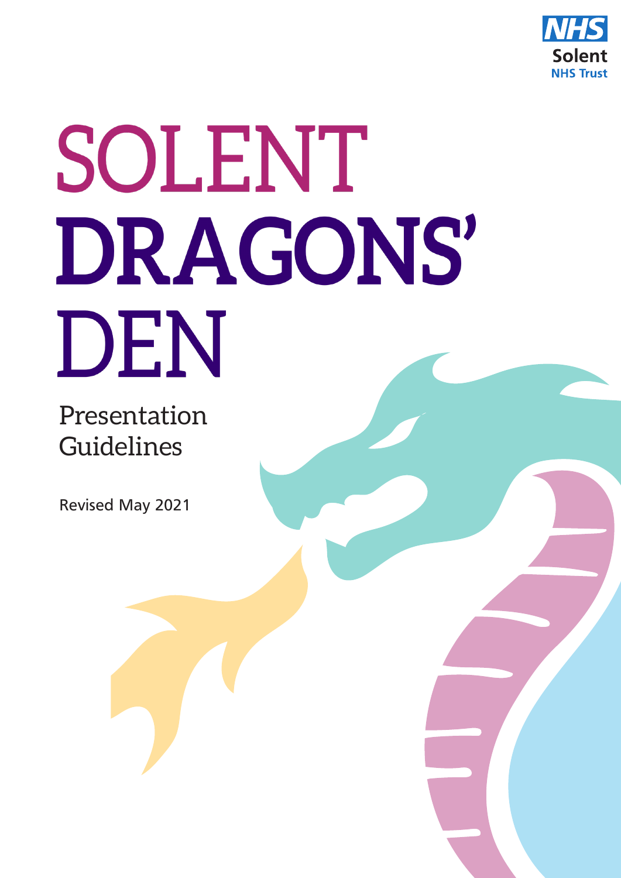NHS
Solent
NHS Trust

# SOLENT DRAGONS' DEN

## Presentation Guidelines

Revised May 2021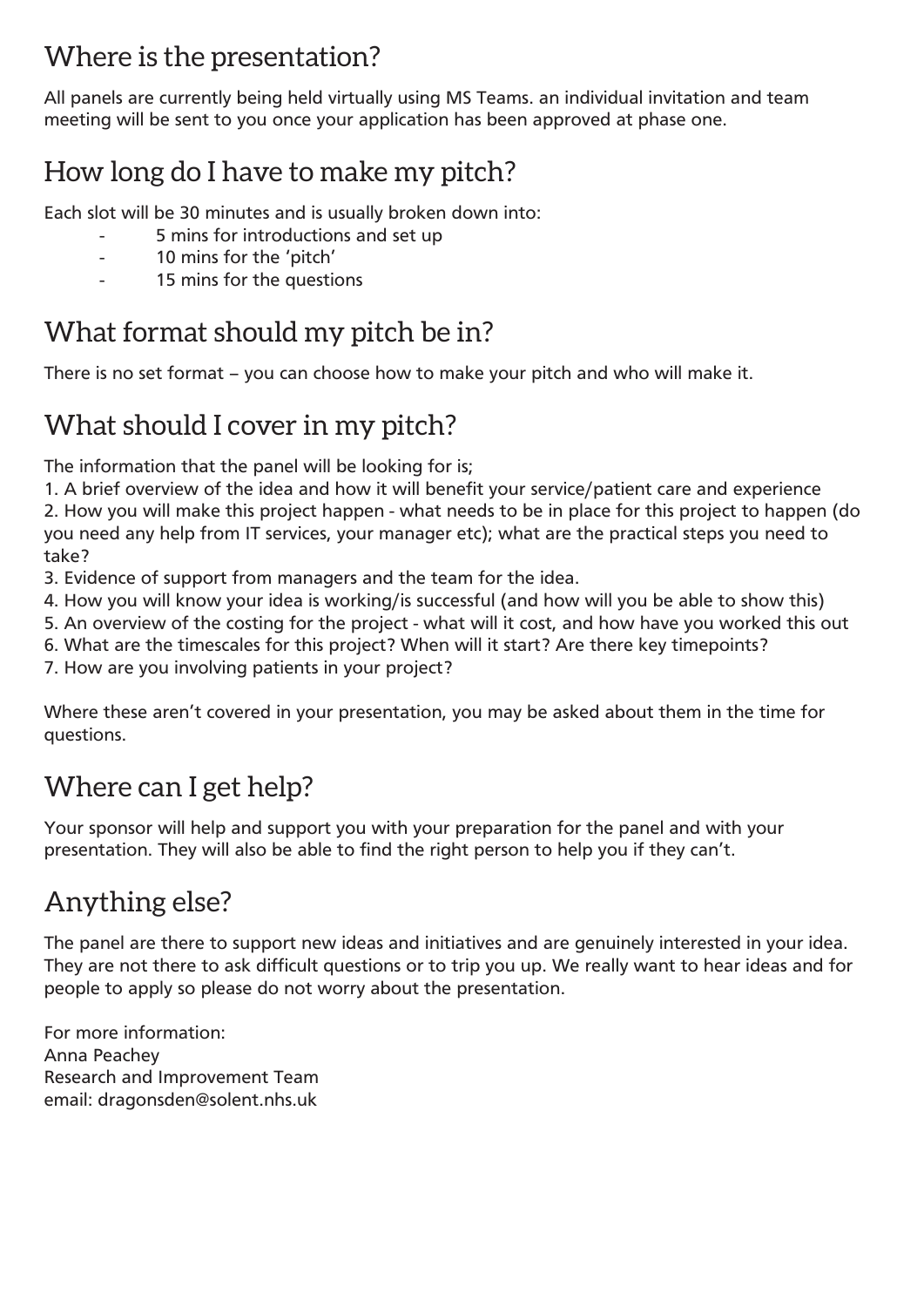## Where is the presentation?

All panels are currently being held virtually using MS Teams. an individual invitation and team meeting will be sent to you once your application has been approved at phase one.

## How long do I have to make my pitch?

Each slot will be 30 minutes and is usually broken down into:

- 5 mins for introductions and set up
- 10 mins for the 'pitch'
- 15 mins for the questions

## What format should my pitch be in?

There is no set format – you can choose how to make your pitch and who will make it.

## What should I cover in my pitch?

The information that the panel will be looking for is;

1. A brief overview of the idea and how it will benefit your service/patient care and experience
2. How you will make this project happen - what needs to be in place for this project to happen (do you need any help from IT services, your manager etc); what are the practical steps you need to take?
3. Evidence of support from managers and the team for the idea.
4. How you will know your idea is working/is successful (and how will you be able to show this)
5. An overview of the costing for the project - what will it cost, and how have you worked this out
6. What are the timescales for this project? When will it start? Are there key timepoints?
7. How are you involving patients in your project?

Where these aren't covered in your presentation, you may be asked about them in the time for questions.

## Where can I get help?

Your sponsor will help and support you with your preparation for the panel and with your presentation. They will also be able to find the right person to help you if they can't.

## Anything else?

The panel are there to support new ideas and initiatives and are genuinely interested in your idea. They are not there to ask difficult questions or to trip you up. We really want to hear ideas and for people to apply so please do not worry about the presentation.

For more information:
Anna Peachey
Research and Improvement Team
email: dragonsden@solent.nhs.uk